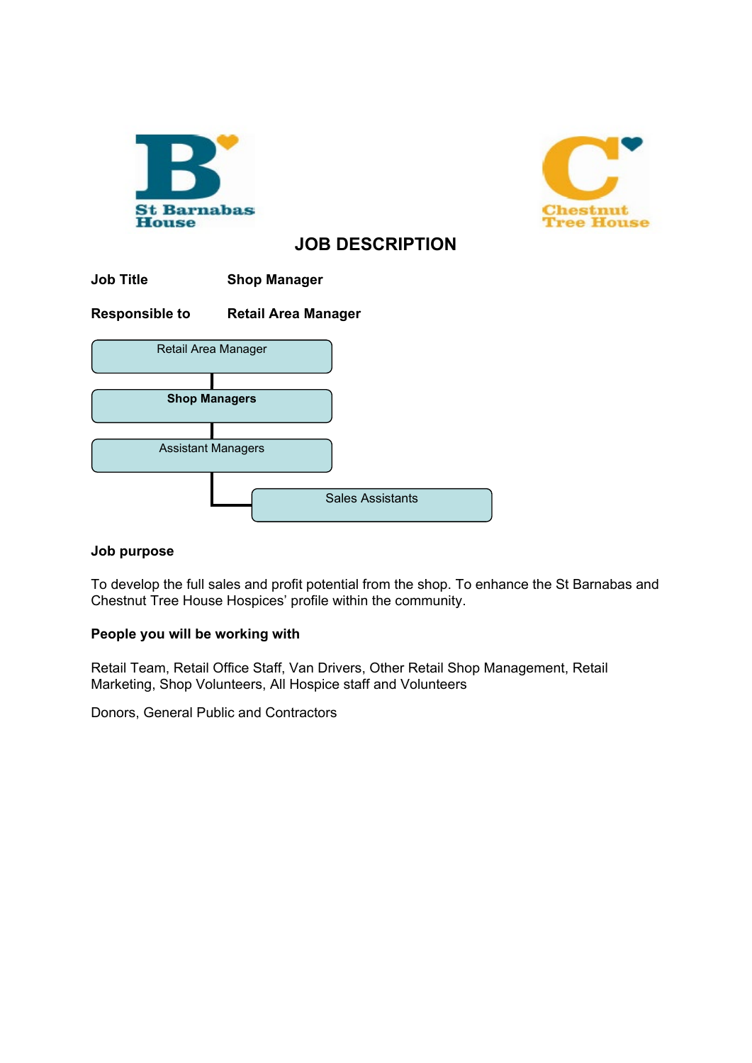St Barnabas House

Chestnut Tree House

# JOB DESCRIPTION

**Job Title** **Shop Manager**

**Responsible to** **Retail Area Manager**

Retail Area Manager

**Shop Managers**

Assistant Managers

Sales Assistants

**Job purpose**

To develop the full sales and profit potential from the shop. To enhance the St Barnabas and Chestnut Tree House Hospices' profile within the community.

**People you will be working with**

Retail Team, Retail Office Staff, Van Drivers, Other Retail Shop Management, Retail Marketing, Shop Volunteers, All Hospice staff and Volunteers

Donors, General Public and Contractors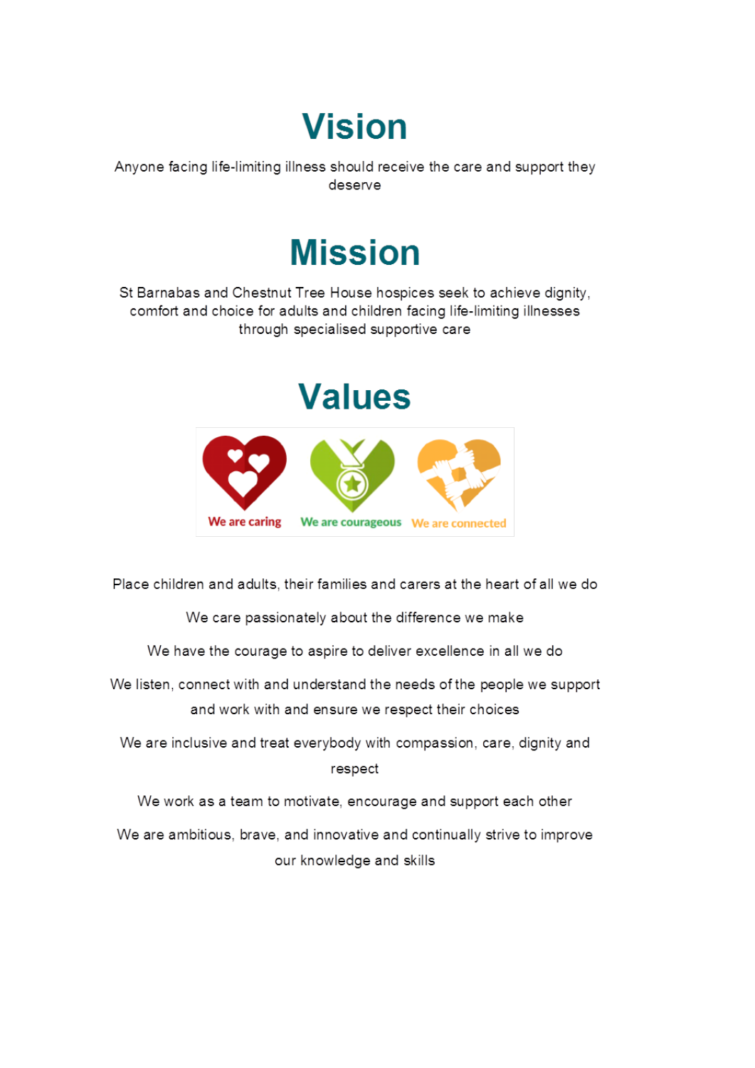# Vision

Anyone facing life-limiting illness should receive the care and support they deserve

# Mission

St Barnabas and Chestnut Tree House hospices seek to achieve dignity, comfort and choice for adults and children facing life-limiting illnesses through specialised supportive care

# Values

We are caring We are courageous We are connected

Place children and adults, their families and carers at the heart of all we do

We care passionately about the difference we make

We have the courage to aspire to deliver excellence in all we do

We listen, connect with and understand the needs of the people we support and work with and ensure we respect their choices

We are inclusive and treat everybody with compassion, care, dignity and respect

We work as a team to motivate, encourage and support each other

We are ambitious, brave, and innovative and continually strive to improve our knowledge and skills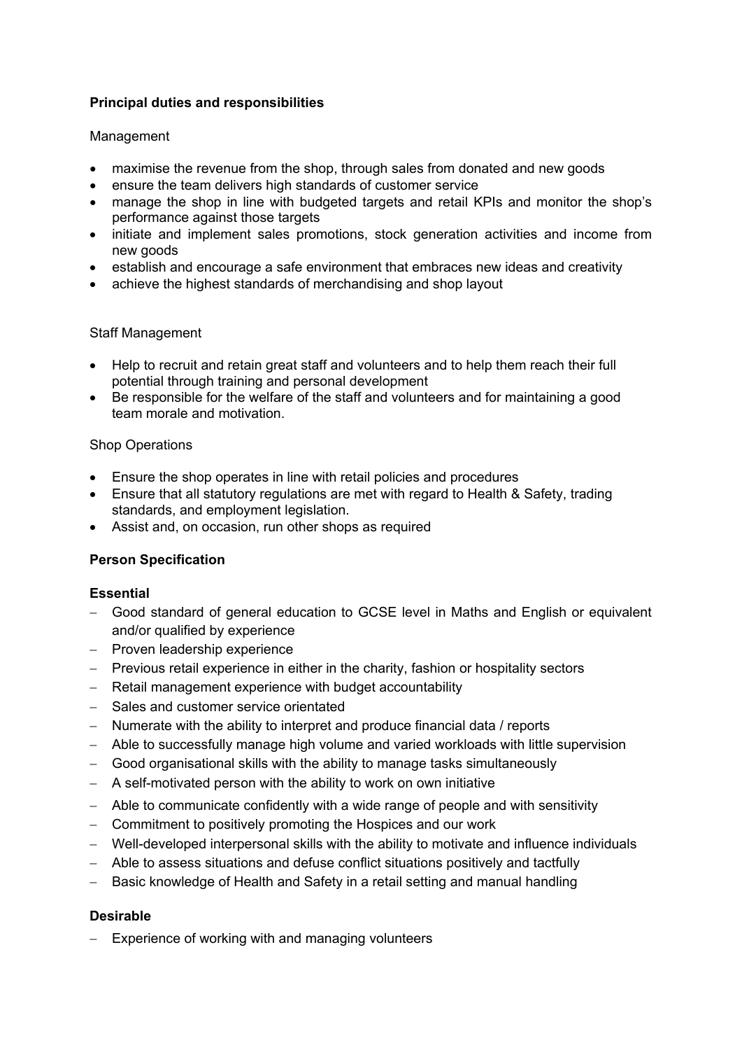**Principal duties and responsibilities**

Management

- maximise the revenue from the shop, through sales from donated and new goods
- ensure the team delivers high standards of customer service
- manage the shop in line with budgeted targets and retail KPIs and monitor the shop's performance against those targets
- initiate and implement sales promotions, stock generation activities and income from new goods
- establish and encourage a safe environment that embraces new ideas and creativity
- achieve the highest standards of merchandising and shop layout

Staff Management

- Help to recruit and retain great staff and volunteers and to help them reach their full potential through training and personal development
- Be responsible for the welfare of the staff and volunteers and for maintaining a good team morale and motivation.

Shop Operations

- Ensure the shop operates in line with retail policies and procedures
- Ensure that all statutory regulations are met with regard to Health & Safety, trading standards, and employment legislation.
- Assist and, on occasion, run other shops as required

**Person Specification**

**Essential**

- Good standard of general education to GCSE level in Maths and English or equivalent and/or qualified by experience
- Proven leadership experience
- Previous retail experience in either in the charity, fashion or hospitality sectors
- Retail management experience with budget accountability
- Sales and customer service orientated
- Numerate with the ability to interpret and produce financial data / reports
- Able to successfully manage high volume and varied workloads with little supervision
- Good organisational skills with the ability to manage tasks simultaneously
- A self-motivated person with the ability to work on own initiative
- Able to communicate confidently with a wide range of people and with sensitivity
- Commitment to positively promoting the Hospices and our work
- Well-developed interpersonal skills with the ability to motivate and influence individuals
- Able to assess situations and defuse conflict situations positively and tactfully
- Basic knowledge of Health and Safety in a retail setting and manual handling

**Desirable**

- Experience of working with and managing volunteers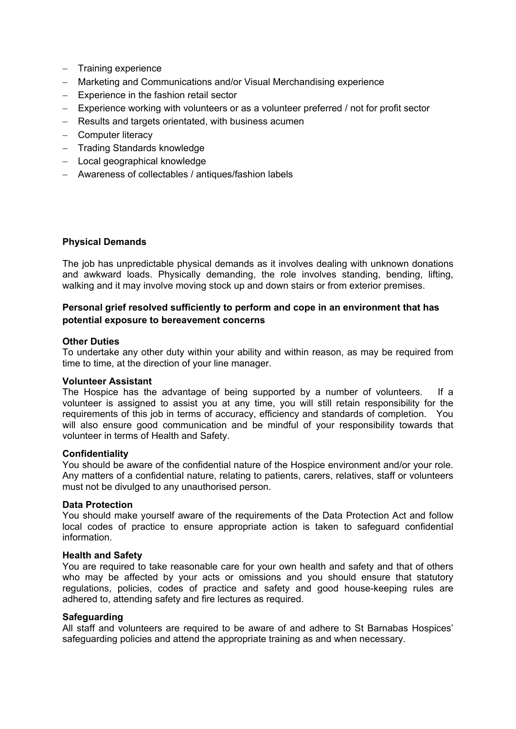- Training experience
- Marketing and Communications and/or Visual Merchandising experience
- Experience in the fashion retail sector
- Experience working with volunteers or as a volunteer preferred / not for profit sector
- Results and targets orientated, with business acumen
- Computer literacy
- Trading Standards knowledge
- Local geographical knowledge
- Awareness of collectables / antiques/fashion labels

**Physical Demands**

The job has unpredictable physical demands as it involves dealing with unknown donations and awkward loads. Physically demanding, the role involves standing, bending, lifting, walking and it may involve moving stock up and down stairs or from exterior premises.

**Personal grief resolved sufficiently to perform and cope in an environment that has potential exposure to bereavement concerns**

**Other Duties**
To undertake any other duty within your ability and within reason, as may be required from time to time, at the direction of your line manager.

**Volunteer Assistant**
The Hospice has the advantage of being supported by a number of volunteers. If a volunteer is assigned to assist you at any time, you will still retain responsibility for the requirements of this job in terms of accuracy, efficiency and standards of completion. You will also ensure good communication and be mindful of your responsibility towards that volunteer in terms of Health and Safety.

**Confidentiality**
You should be aware of the confidential nature of the Hospice environment and/or your role. Any matters of a confidential nature, relating to patients, carers, relatives, staff or volunteers must not be divulged to any unauthorised person.

**Data Protection**
You should make yourself aware of the requirements of the Data Protection Act and follow local codes of practice to ensure appropriate action is taken to safeguard confidential information.

**Health and Safety**
You are required to take reasonable care for your own health and safety and that of others who may be affected by your acts or omissions and you should ensure that statutory regulations, policies, codes of practice and safety and good house-keeping rules are adhered to, attending safety and fire lectures as required.

**Safeguarding**
All staff and volunteers are required to be aware of and adhere to St Barnabas Hospices' safeguarding policies and attend the appropriate training as and when necessary.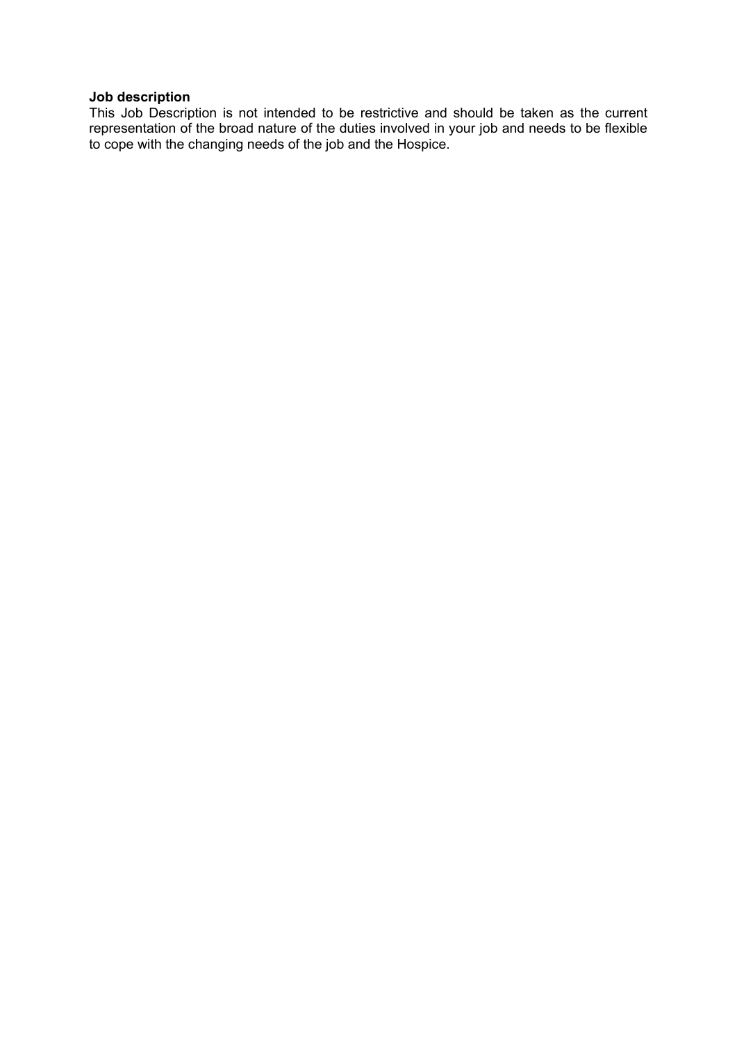**Job description**

This Job Description is not intended to be restrictive and should be taken as the current representation of the broad nature of the duties involved in your job and needs to be flexible to cope with the changing needs of the job and the Hospice.